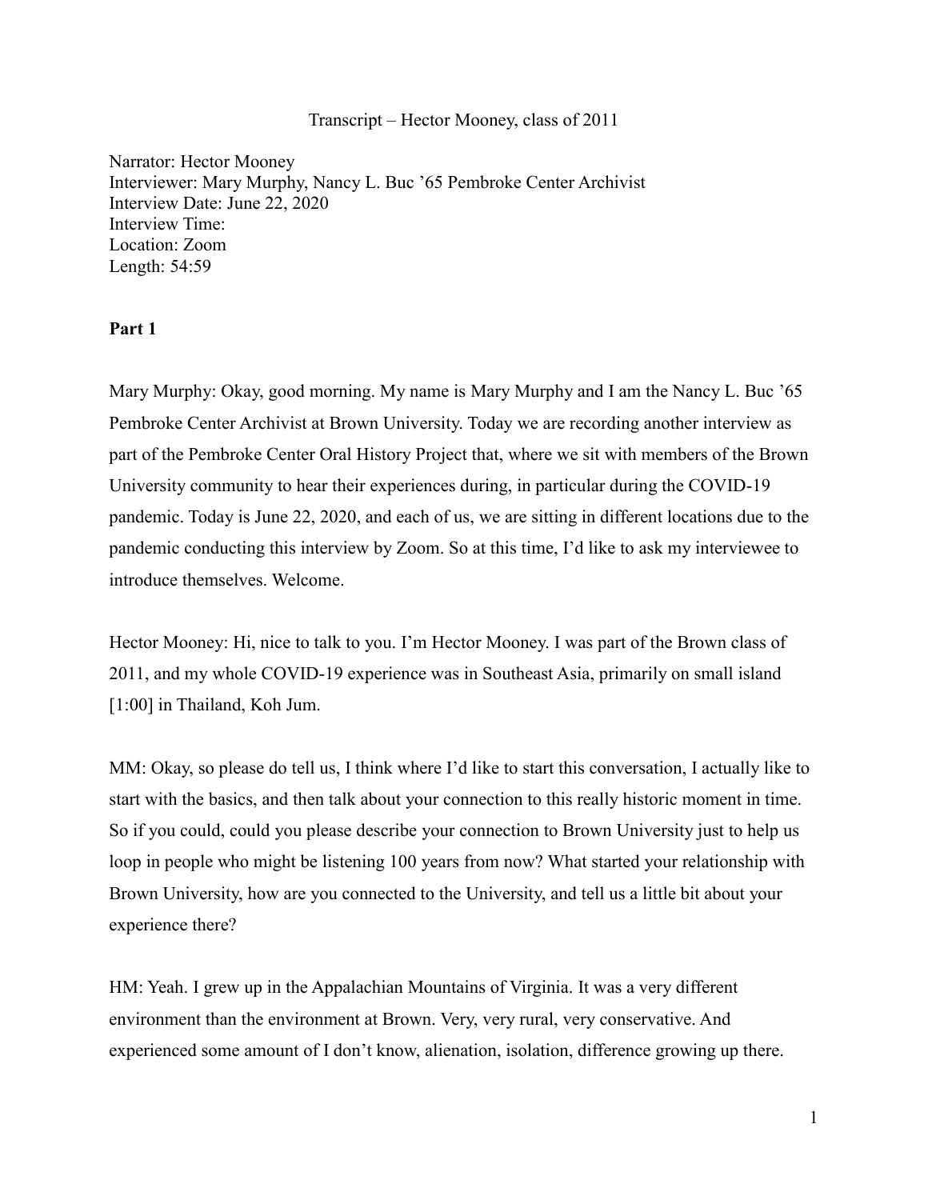Transcript – Hector Mooney, class of 2011

Narrator: Hector Mooney
Interviewer: Mary Murphy, Nancy L. Buc '65 Pembroke Center Archivist
Interview Date: June 22, 2020
Interview Time:
Location: Zoom
Length: 54:59

**Part 1**

Mary Murphy: Okay, good morning. My name is Mary Murphy and I am the Nancy L. Buc '65 Pembroke Center Archivist at Brown University. Today we are recording another interview as part of the Pembroke Center Oral History Project that, where we sit with members of the Brown University community to hear their experiences during, in particular during the COVID-19 pandemic. Today is June 22, 2020, and each of us, we are sitting in different locations due to the pandemic conducting this interview by Zoom. So at this time, I'd like to ask my interviewee to introduce themselves. Welcome.

Hector Mooney: Hi, nice to talk to you. I'm Hector Mooney. I was part of the Brown class of 2011, and my whole COVID-19 experience was in Southeast Asia, primarily on small island [1:00] in Thailand, Koh Jum.

MM: Okay, so please do tell us, I think where I'd like to start this conversation, I actually like to start with the basics, and then talk about your connection to this really historic moment in time. So if you could, could you please describe your connection to Brown University just to help us loop in people who might be listening 100 years from now? What started your relationship with Brown University, how are you connected to the University, and tell us a little bit about your experience there?

HM: Yeah. I grew up in the Appalachian Mountains of Virginia. It was a very different environment than the environment at Brown. Very, very rural, very conservative. And experienced some amount of I don't know, alienation, isolation, difference growing up there.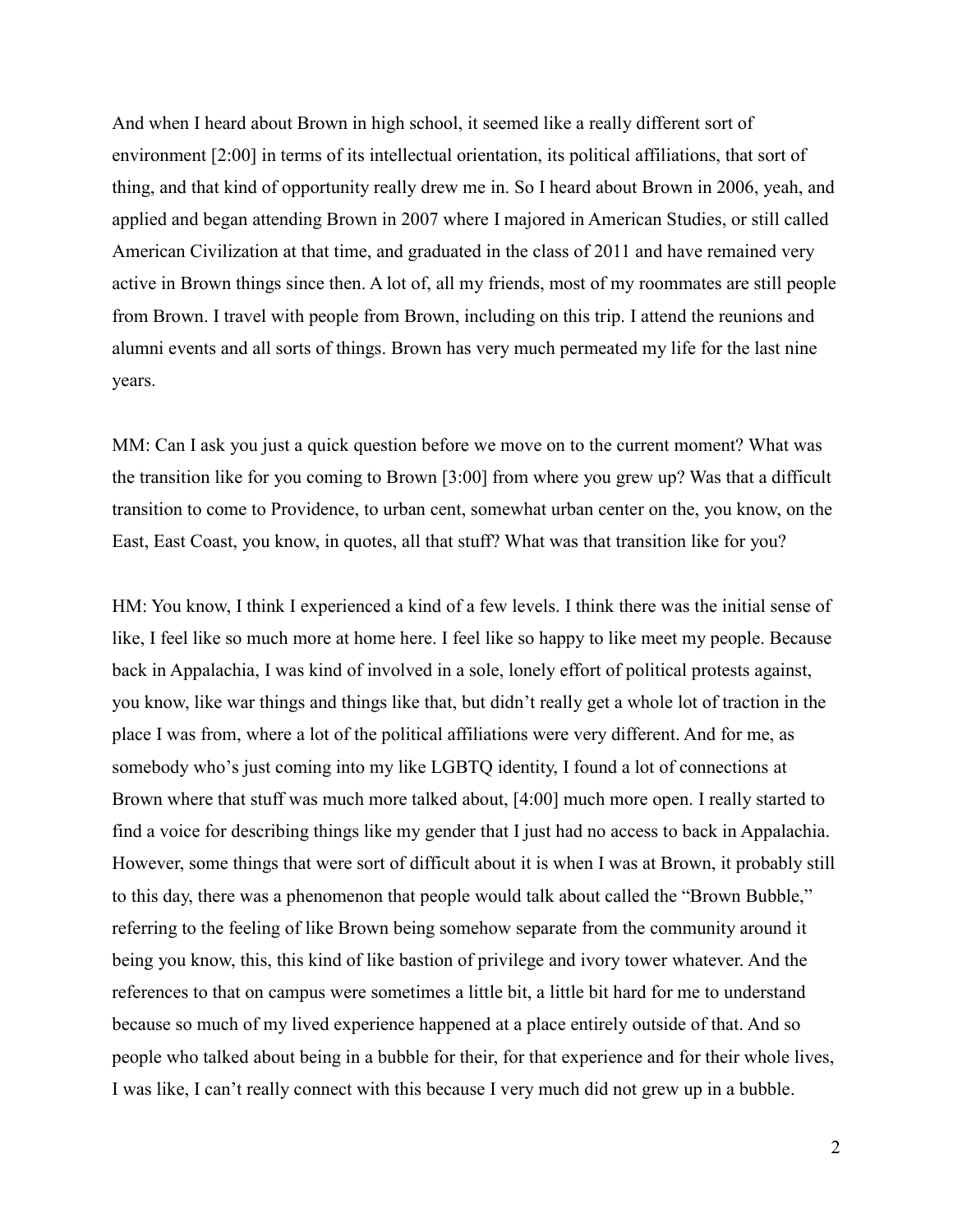And when I heard about Brown in high school, it seemed like a really different sort of environment [2:00] in terms of its intellectual orientation, its political affiliations, that sort of thing, and that kind of opportunity really drew me in. So I heard about Brown in 2006, yeah, and applied and began attending Brown in 2007 where I majored in American Studies, or still called American Civilization at that time, and graduated in the class of 2011 and have remained very active in Brown things since then. A lot of, all my friends, most of my roommates are still people from Brown. I travel with people from Brown, including on this trip. I attend the reunions and alumni events and all sorts of things. Brown has very much permeated my life for the last nine years.

MM: Can I ask you just a quick question before we move on to the current moment? What was the transition like for you coming to Brown [3:00] from where you grew up? Was that a difficult transition to come to Providence, to urban cent, somewhat urban center on the, you know, on the East, East Coast, you know, in quotes, all that stuff? What was that transition like for you?

HM: You know, I think I experienced a kind of a few levels. I think there was the initial sense of like, I feel like so much more at home here. I feel like so happy to like meet my people. Because back in Appalachia, I was kind of involved in a sole, lonely effort of political protests against, you know, like war things and things like that, but didn't really get a whole lot of traction in the place I was from, where a lot of the political affiliations were very different. And for me, as somebody who's just coming into my like LGBTQ identity, I found a lot of connections at Brown where that stuff was much more talked about, [4:00] much more open. I really started to find a voice for describing things like my gender that I just had no access to back in Appalachia. However, some things that were sort of difficult about it is when I was at Brown, it probably still to this day, there was a phenomenon that people would talk about called the "Brown Bubble," referring to the feeling of like Brown being somehow separate from the community around it being you know, this, this kind of like bastion of privilege and ivory tower whatever. And the references to that on campus were sometimes a little bit, a little bit hard for me to understand because so much of my lived experience happened at a place entirely outside of that. And so people who talked about being in a bubble for their, for that experience and for their whole lives, I was like, I can't really connect with this because I very much did not grew up in a bubble.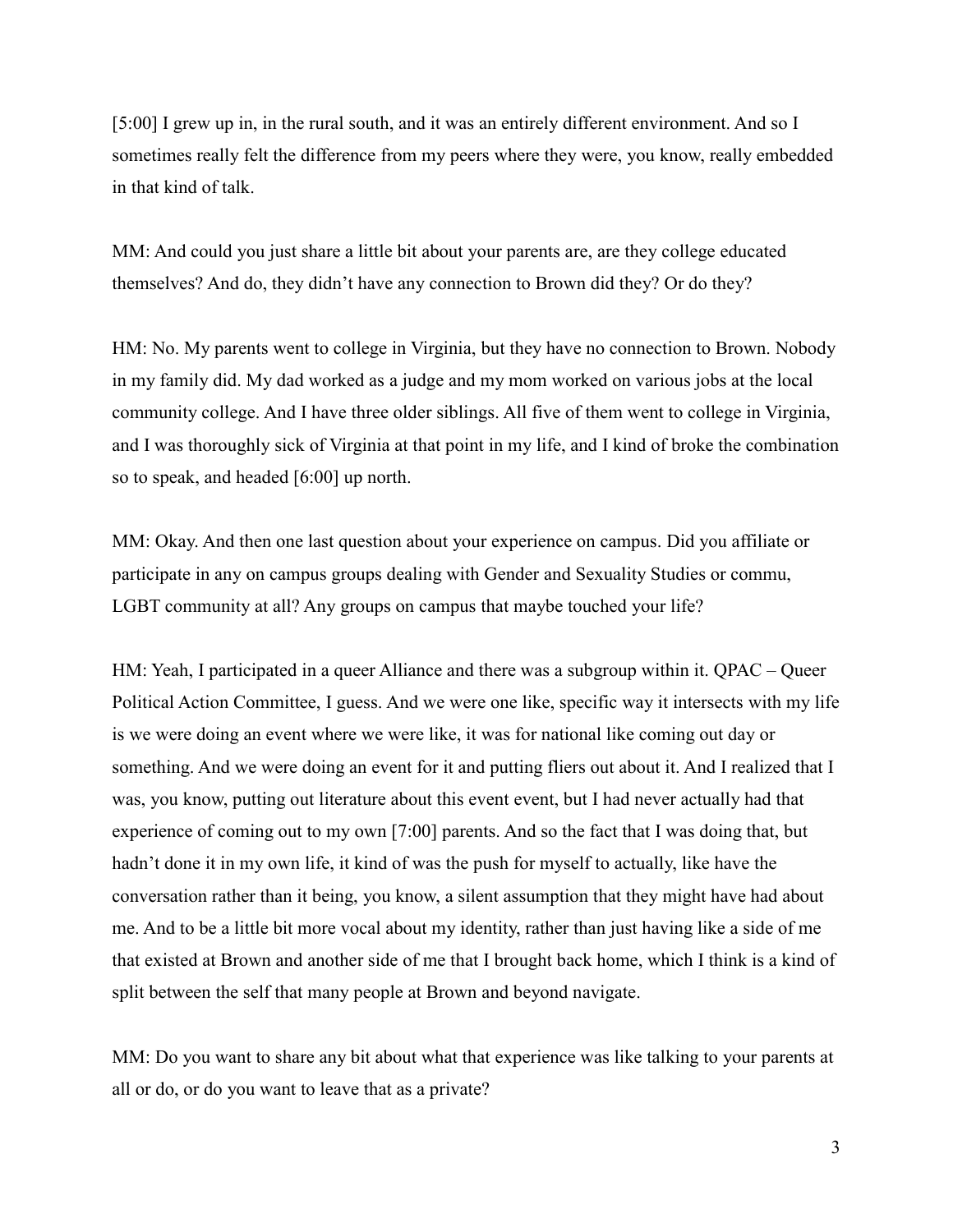[5:00] I grew up in, in the rural south, and it was an entirely different environment. And so I sometimes really felt the difference from my peers where they were, you know, really embedded in that kind of talk.

MM: And could you just share a little bit about your parents are, are they college educated themselves? And do, they didn't have any connection to Brown did they? Or do they?

HM: No. My parents went to college in Virginia, but they have no connection to Brown. Nobody in my family did. My dad worked as a judge and my mom worked on various jobs at the local community college. And I have three older siblings. All five of them went to college in Virginia, and I was thoroughly sick of Virginia at that point in my life, and I kind of broke the combination so to speak, and headed [6:00] up north.

MM: Okay. And then one last question about your experience on campus. Did you affiliate or participate in any on campus groups dealing with Gender and Sexuality Studies or commu, LGBT community at all? Any groups on campus that maybe touched your life?

HM: Yeah, I participated in a queer Alliance and there was a subgroup within it. QPAC – Queer Political Action Committee, I guess. And we were one like, specific way it intersects with my life is we were doing an event where we were like, it was for national like coming out day or something. And we were doing an event for it and putting fliers out about it. And I realized that I was, you know, putting out literature about this event event, but I had never actually had that experience of coming out to my own [7:00] parents. And so the fact that I was doing that, but hadn't done it in my own life, it kind of was the push for myself to actually, like have the conversation rather than it being, you know, a silent assumption that they might have had about me. And to be a little bit more vocal about my identity, rather than just having like a side of me that existed at Brown and another side of me that I brought back home, which I think is a kind of split between the self that many people at Brown and beyond navigate.

MM: Do you want to share any bit about what that experience was like talking to your parents at all or do, or do you want to leave that as a private?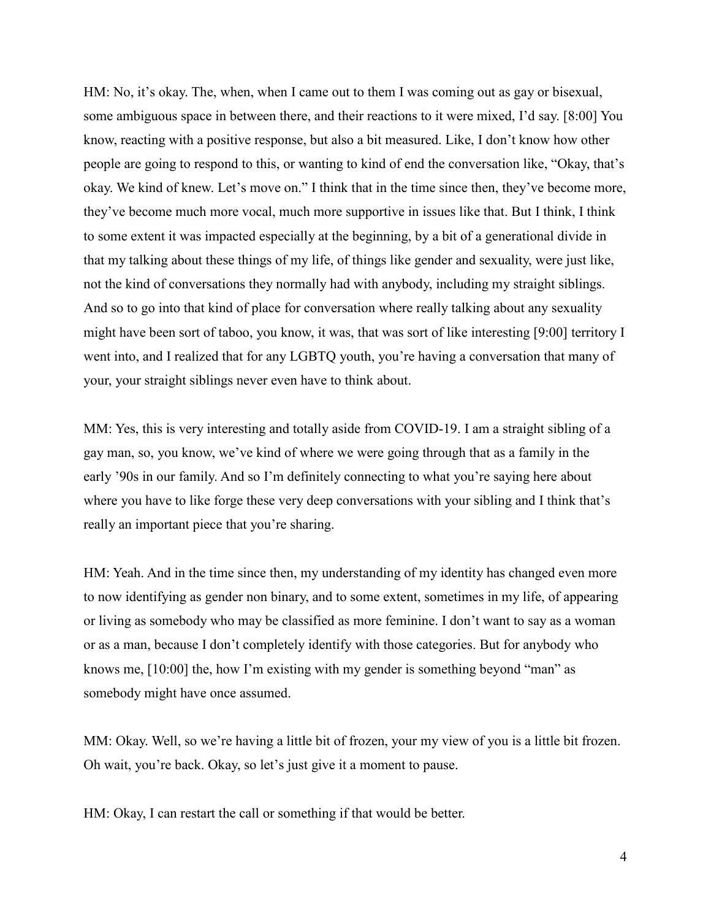HM: No, it's okay. The, when, when I came out to them I was coming out as gay or bisexual, some ambiguous space in between there, and their reactions to it were mixed, I'd say. [8:00] You know, reacting with a positive response, but also a bit measured. Like, I don't know how other people are going to respond to this, or wanting to kind of end the conversation like, "Okay, that's okay. We kind of knew. Let's move on." I think that in the time since then, they've become more, they've become much more vocal, much more supportive in issues like that. But I think, I think to some extent it was impacted especially at the beginning, by a bit of a generational divide in that my talking about these things of my life, of things like gender and sexuality, were just like, not the kind of conversations they normally had with anybody, including my straight siblings. And so to go into that kind of place for conversation where really talking about any sexuality might have been sort of taboo, you know, it was, that was sort of like interesting [9:00] territory I went into, and I realized that for any LGBTQ youth, you're having a conversation that many of your, your straight siblings never even have to think about.

MM: Yes, this is very interesting and totally aside from COVID-19. I am a straight sibling of a gay man, so, you know, we've kind of where we were going through that as a family in the early '90s in our family. And so I'm definitely connecting to what you're saying here about where you have to like forge these very deep conversations with your sibling and I think that's really an important piece that you're sharing.

HM: Yeah. And in the time since then, my understanding of my identity has changed even more to now identifying as gender non binary, and to some extent, sometimes in my life, of appearing or living as somebody who may be classified as more feminine. I don't want to say as a woman or as a man, because I don't completely identify with those categories. But for anybody who knows me, [10:00] the, how I'm existing with my gender is something beyond "man" as somebody might have once assumed.

MM: Okay. Well, so we're having a little bit of frozen, your my view of you is a little bit frozen. Oh wait, you're back. Okay, so let's just give it a moment to pause.

HM: Okay, I can restart the call or something if that would be better.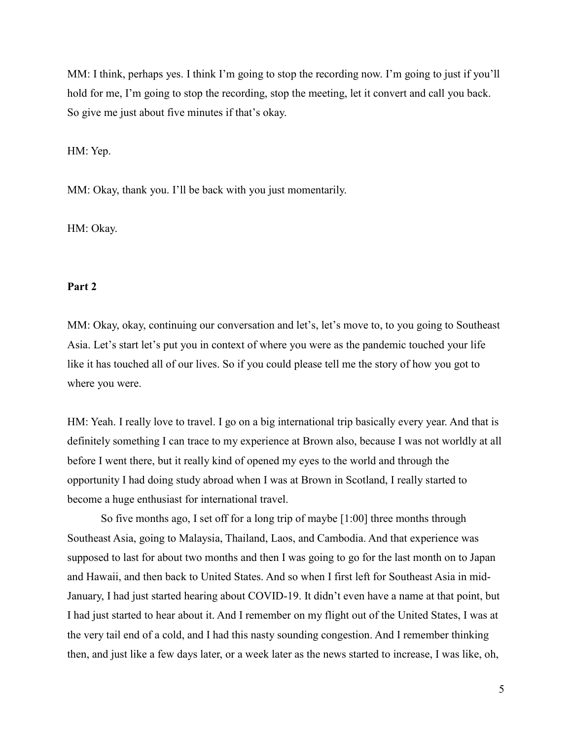MM: I think, perhaps yes. I think I'm going to stop the recording now. I'm going to just if you'll hold for me, I'm going to stop the recording, stop the meeting, let it convert and call you back. So give me just about five minutes if that's okay.

HM: Yep.

MM: Okay, thank you. I'll be back with you just momentarily.

HM: Okay.

**Part 2**

MM: Okay, okay, continuing our conversation and let's, let's move to, to you going to Southeast Asia. Let's start let's put you in context of where you were as the pandemic touched your life like it has touched all of our lives. So if you could please tell me the story of how you got to where you were.

HM: Yeah. I really love to travel. I go on a big international trip basically every year. And that is definitely something I can trace to my experience at Brown also, because I was not worldly at all before I went there, but it really kind of opened my eyes to the world and through the opportunity I had doing study abroad when I was at Brown in Scotland, I really started to become a huge enthusiast for international travel.

So five months ago, I set off for a long trip of maybe [1:00] three months through Southeast Asia, going to Malaysia, Thailand, Laos, and Cambodia. And that experience was supposed to last for about two months and then I was going to go for the last month on to Japan and Hawaii, and then back to United States. And so when I first left for Southeast Asia in mid-January, I had just started hearing about COVID-19. It didn't even have a name at that point, but I had just started to hear about it. And I remember on my flight out of the United States, I was at the very tail end of a cold, and I had this nasty sounding congestion. And I remember thinking then, and just like a few days later, or a week later as the news started to increase, I was like, oh,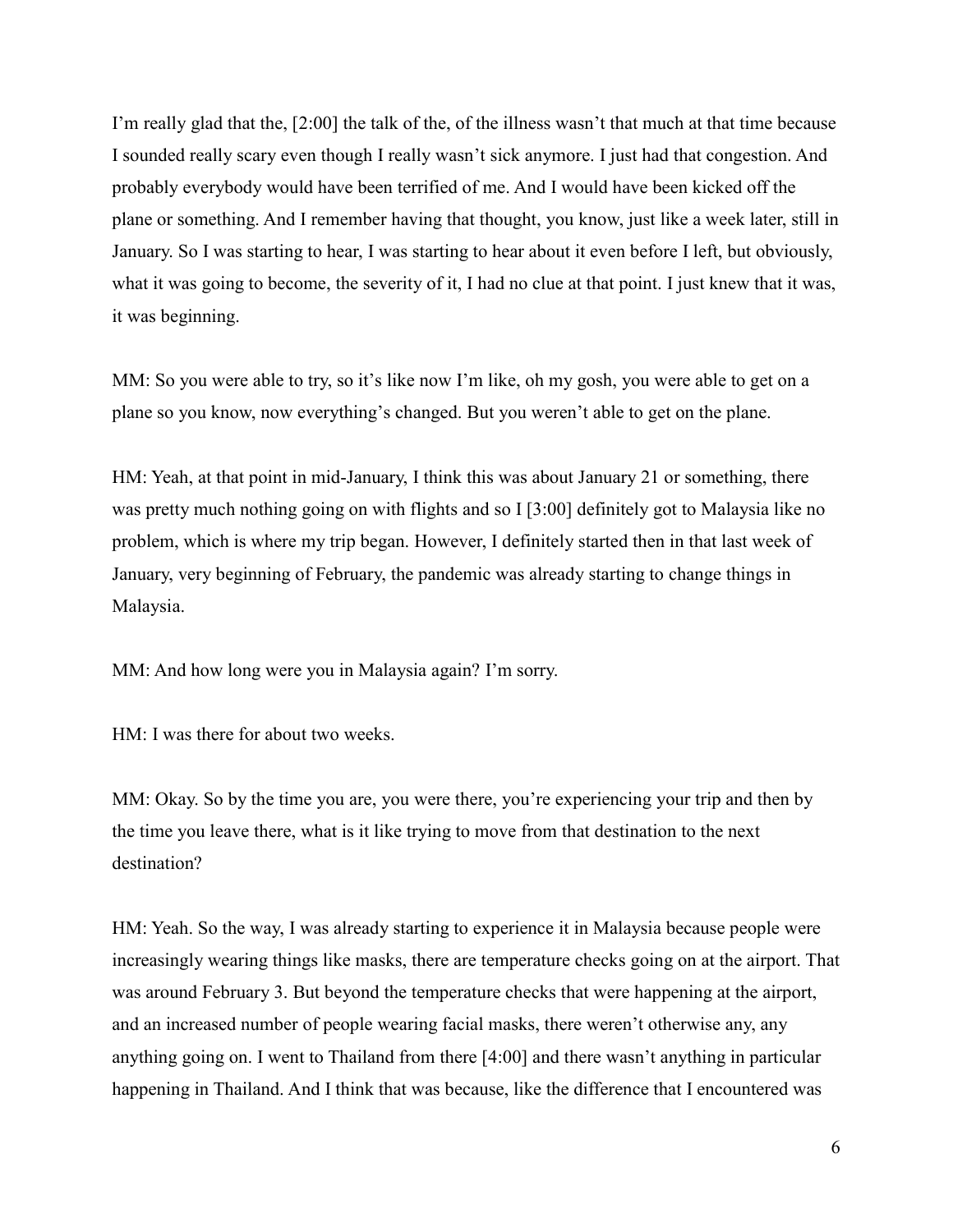I'm really glad that the, [2:00] the talk of the, of the illness wasn't that much at that time because I sounded really scary even though I really wasn't sick anymore. I just had that congestion. And probably everybody would have been terrified of me. And I would have been kicked off the plane or something. And I remember having that thought, you know, just like a week later, still in January. So I was starting to hear, I was starting to hear about it even before I left, but obviously, what it was going to become, the severity of it, I had no clue at that point. I just knew that it was, it was beginning.

MM: So you were able to try, so it's like now I'm like, oh my gosh, you were able to get on a plane so you know, now everything's changed. But you weren't able to get on the plane.

HM: Yeah, at that point in mid-January, I think this was about January 21 or something, there was pretty much nothing going on with flights and so I [3:00] definitely got to Malaysia like no problem, which is where my trip began. However, I definitely started then in that last week of January, very beginning of February, the pandemic was already starting to change things in Malaysia.

MM: And how long were you in Malaysia again? I'm sorry.

HM: I was there for about two weeks.

MM: Okay. So by the time you are, you were there, you're experiencing your trip and then by the time you leave there, what is it like trying to move from that destination to the next destination?

HM: Yeah. So the way, I was already starting to experience it in Malaysia because people were increasingly wearing things like masks, there are temperature checks going on at the airport. That was around February 3. But beyond the temperature checks that were happening at the airport, and an increased number of people wearing facial masks, there weren't otherwise any, any anything going on. I went to Thailand from there [4:00] and there wasn't anything in particular happening in Thailand. And I think that was because, like the difference that I encountered was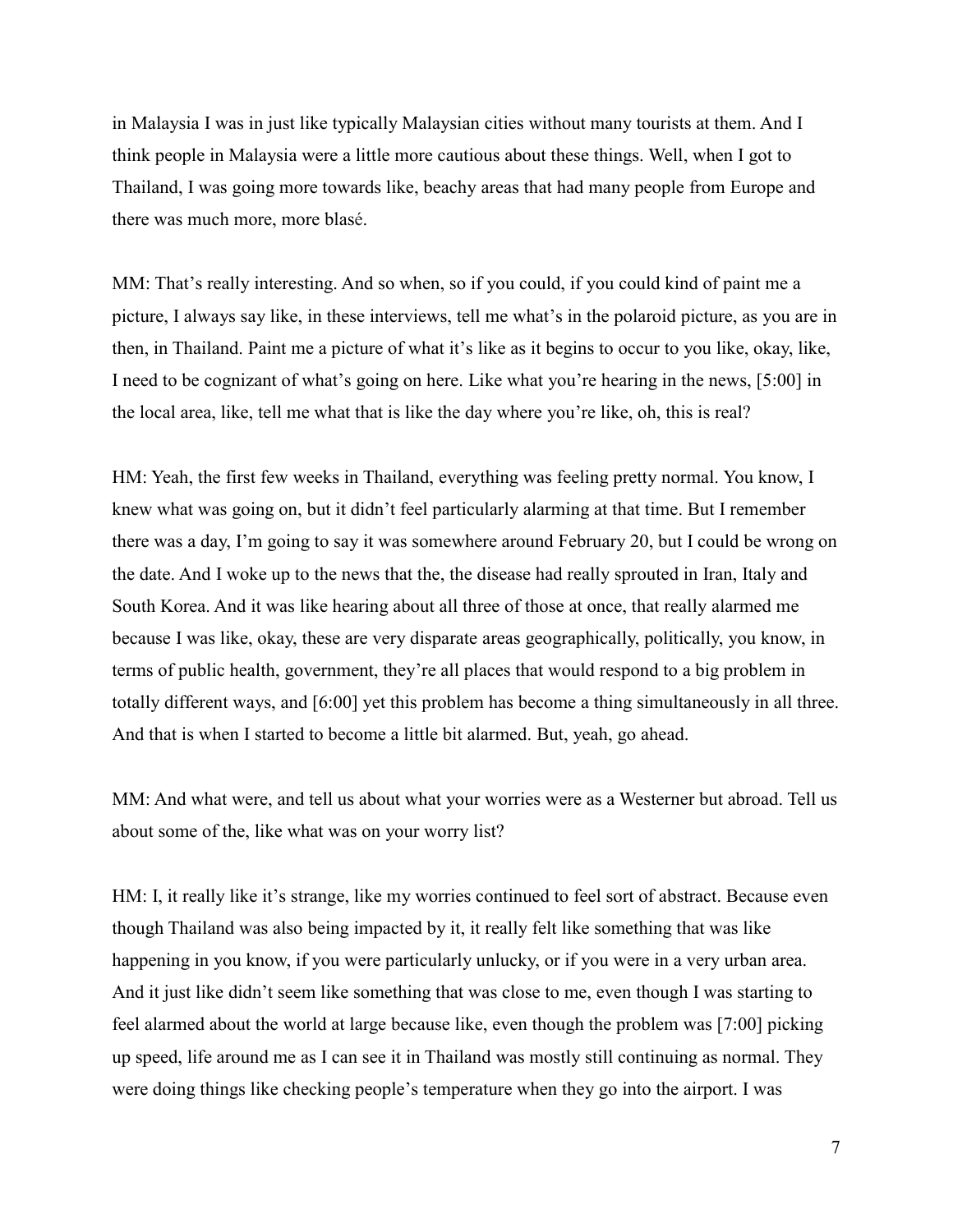in Malaysia I was in just like typically Malaysian cities without many tourists at them. And I think people in Malaysia were a little more cautious about these things. Well, when I got to Thailand, I was going more towards like, beachy areas that had many people from Europe and there was much more, more blasé.

MM: That's really interesting. And so when, so if you could, if you could kind of paint me a picture, I always say like, in these interviews, tell me what's in the polaroid picture, as you are in then, in Thailand. Paint me a picture of what it's like as it begins to occur to you like, okay, like, I need to be cognizant of what's going on here. Like what you're hearing in the news, [5:00] in the local area, like, tell me what that is like the day where you're like, oh, this is real?

HM: Yeah, the first few weeks in Thailand, everything was feeling pretty normal. You know, I knew what was going on, but it didn't feel particularly alarming at that time. But I remember there was a day, I'm going to say it was somewhere around February 20, but I could be wrong on the date. And I woke up to the news that the, the disease had really sprouted in Iran, Italy and South Korea. And it was like hearing about all three of those at once, that really alarmed me because I was like, okay, these are very disparate areas geographically, politically, you know, in terms of public health, government, they're all places that would respond to a big problem in totally different ways, and [6:00] yet this problem has become a thing simultaneously in all three. And that is when I started to become a little bit alarmed. But, yeah, go ahead.

MM: And what were, and tell us about what your worries were as a Westerner but abroad. Tell us about some of the, like what was on your worry list?

HM: I, it really like it's strange, like my worries continued to feel sort of abstract. Because even though Thailand was also being impacted by it, it really felt like something that was like happening in you know, if you were particularly unlucky, or if you were in a very urban area. And it just like didn't seem like something that was close to me, even though I was starting to feel alarmed about the world at large because like, even though the problem was [7:00] picking up speed, life around me as I can see it in Thailand was mostly still continuing as normal. They were doing things like checking people's temperature when they go into the airport. I was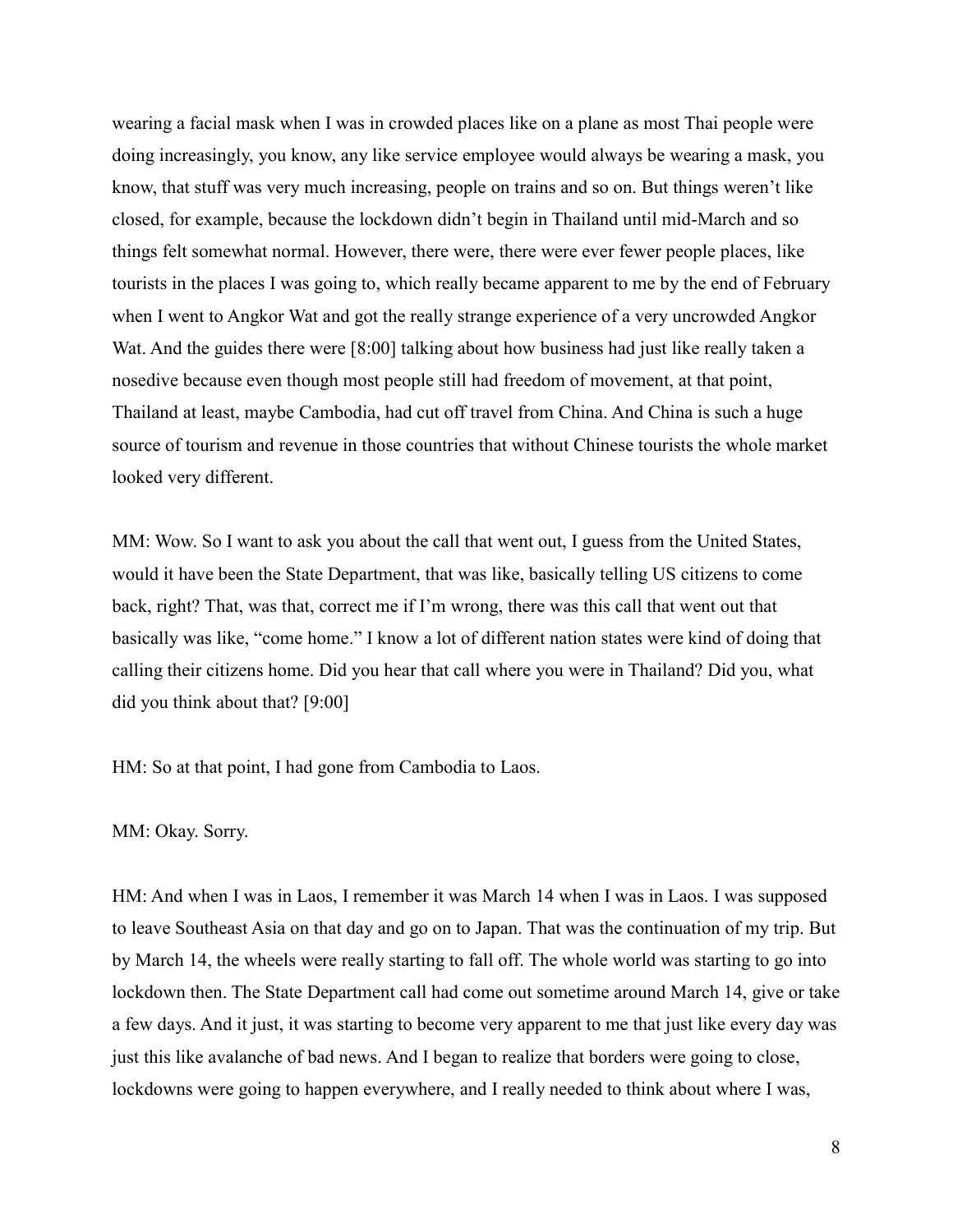wearing a facial mask when I was in crowded places like on a plane as most Thai people were doing increasingly, you know, any like service employee would always be wearing a mask, you know, that stuff was very much increasing, people on trains and so on. But things weren't like closed, for example, because the lockdown didn't begin in Thailand until mid-March and so things felt somewhat normal. However, there were, there were ever fewer people places, like tourists in the places I was going to, which really became apparent to me by the end of February when I went to Angkor Wat and got the really strange experience of a very uncrowded Angkor Wat. And the guides there were [8:00] talking about how business had just like really taken a nosedive because even though most people still had freedom of movement, at that point, Thailand at least, maybe Cambodia, had cut off travel from China. And China is such a huge source of tourism and revenue in those countries that without Chinese tourists the whole market looked very different.

MM: Wow. So I want to ask you about the call that went out, I guess from the United States, would it have been the State Department, that was like, basically telling US citizens to come back, right? That, was that, correct me if I'm wrong, there was this call that went out that basically was like, "come home." I know a lot of different nation states were kind of doing that calling their citizens home. Did you hear that call where you were in Thailand? Did you, what did you think about that? [9:00]

HM: So at that point, I had gone from Cambodia to Laos.

MM: Okay. Sorry.

HM: And when I was in Laos, I remember it was March 14 when I was in Laos. I was supposed to leave Southeast Asia on that day and go on to Japan. That was the continuation of my trip. But by March 14, the wheels were really starting to fall off. The whole world was starting to go into lockdown then. The State Department call had come out sometime around March 14, give or take a few days. And it just, it was starting to become very apparent to me that just like every day was just this like avalanche of bad news. And I began to realize that borders were going to close, lockdowns were going to happen everywhere, and I really needed to think about where I was,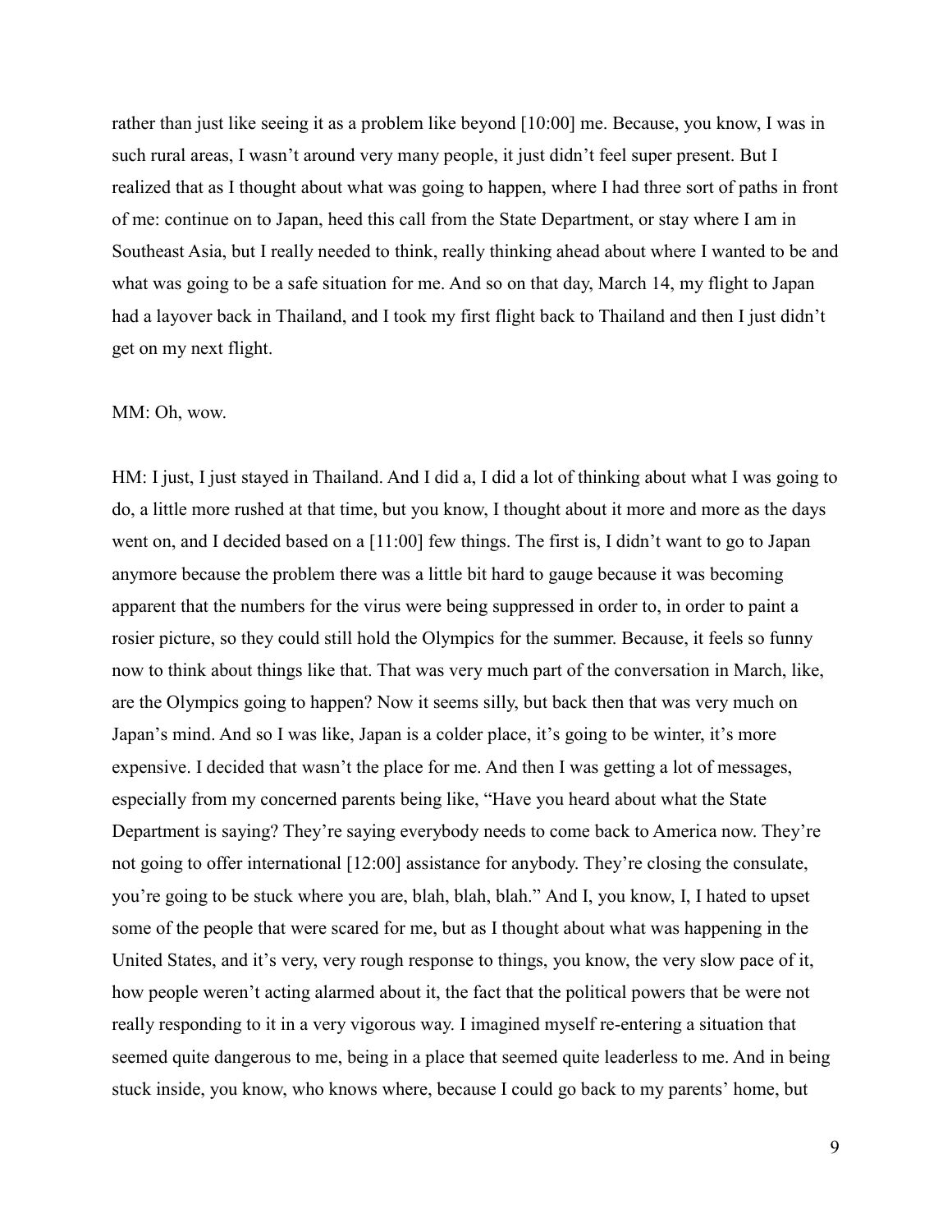rather than just like seeing it as a problem like beyond [10:00] me. Because, you know, I was in such rural areas, I wasn't around very many people, it just didn't feel super present. But I realized that as I thought about what was going to happen, where I had three sort of paths in front of me: continue on to Japan, heed this call from the State Department, or stay where I am in Southeast Asia, but I really needed to think, really thinking ahead about where I wanted to be and what was going to be a safe situation for me. And so on that day, March 14, my flight to Japan had a layover back in Thailand, and I took my first flight back to Thailand and then I just didn't get on my next flight.

MM: Oh, wow.

HM: I just, I just stayed in Thailand. And I did a, I did a lot of thinking about what I was going to do, a little more rushed at that time, but you know, I thought about it more and more as the days went on, and I decided based on a [11:00] few things. The first is, I didn't want to go to Japan anymore because the problem there was a little bit hard to gauge because it was becoming apparent that the numbers for the virus were being suppressed in order to, in order to paint a rosier picture, so they could still hold the Olympics for the summer. Because, it feels so funny now to think about things like that. That was very much part of the conversation in March, like, are the Olympics going to happen? Now it seems silly, but back then that was very much on Japan's mind. And so I was like, Japan is a colder place, it's going to be winter, it's more expensive. I decided that wasn't the place for me. And then I was getting a lot of messages, especially from my concerned parents being like, "Have you heard about what the State Department is saying? They're saying everybody needs to come back to America now. They're not going to offer international [12:00] assistance for anybody. They're closing the consulate, you're going to be stuck where you are, blah, blah, blah." And I, you know, I, I hated to upset some of the people that were scared for me, but as I thought about what was happening in the United States, and it's very, very rough response to things, you know, the very slow pace of it, how people weren't acting alarmed about it, the fact that the political powers that be were not really responding to it in a very vigorous way. I imagined myself re-entering a situation that seemed quite dangerous to me, being in a place that seemed quite leaderless to me. And in being stuck inside, you know, who knows where, because I could go back to my parents' home, but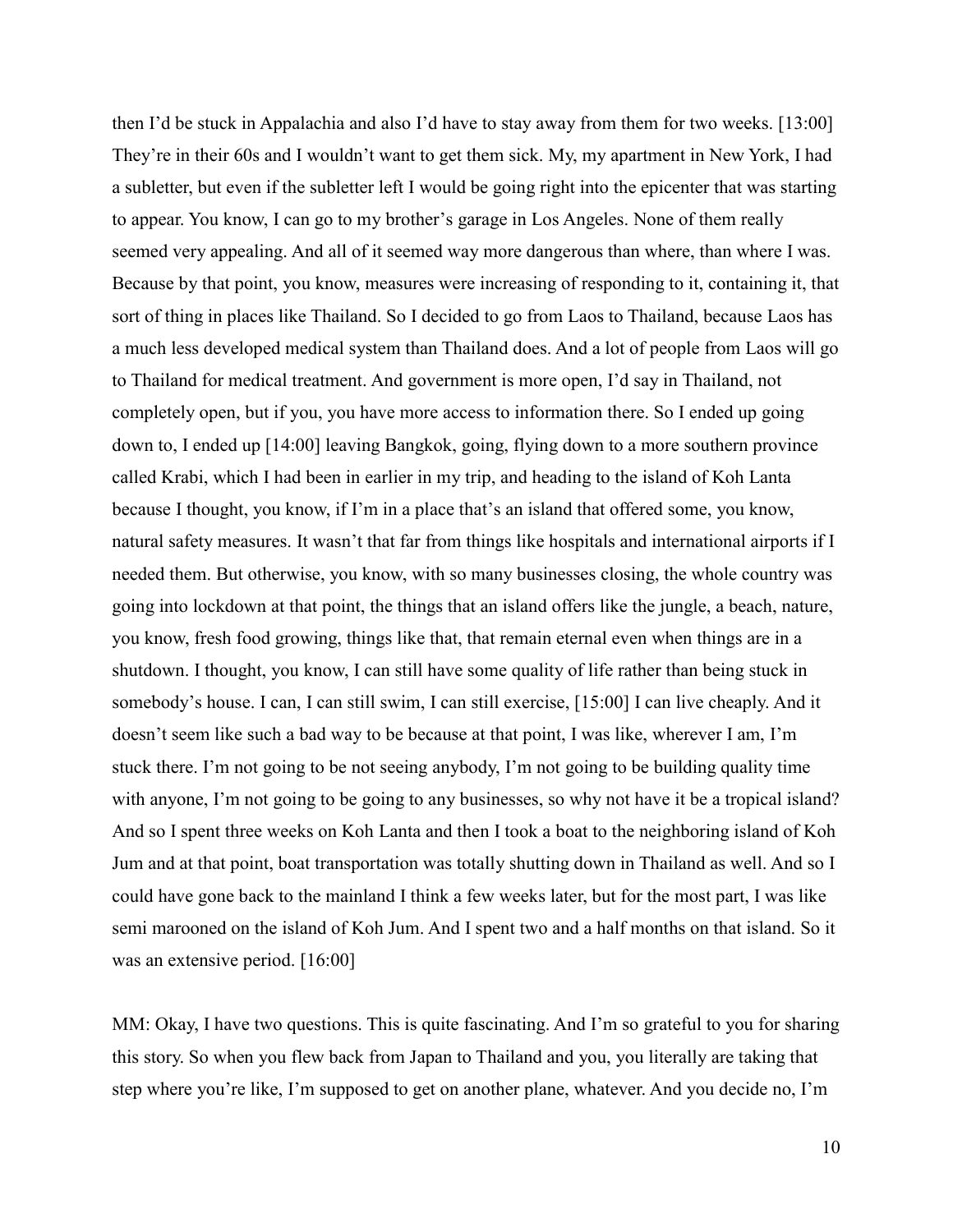then I'd be stuck in Appalachia and also I'd have to stay away from them for two weeks. [13:00] They're in their 60s and I wouldn't want to get them sick. My, my apartment in New York, I had a subletter, but even if the subletter left I would be going right into the epicenter that was starting to appear. You know, I can go to my brother's garage in Los Angeles. None of them really seemed very appealing. And all of it seemed way more dangerous than where, than where I was. Because by that point, you know, measures were increasing of responding to it, containing it, that sort of thing in places like Thailand. So I decided to go from Laos to Thailand, because Laos has a much less developed medical system than Thailand does. And a lot of people from Laos will go to Thailand for medical treatment. And government is more open, I'd say in Thailand, not completely open, but if you, you have more access to information there. So I ended up going down to, I ended up [14:00] leaving Bangkok, going, flying down to a more southern province called Krabi, which I had been in earlier in my trip, and heading to the island of Koh Lanta because I thought, you know, if I'm in a place that's an island that offered some, you know, natural safety measures. It wasn't that far from things like hospitals and international airports if I needed them. But otherwise, you know, with so many businesses closing, the whole country was going into lockdown at that point, the things that an island offers like the jungle, a beach, nature, you know, fresh food growing, things like that, that remain eternal even when things are in a shutdown. I thought, you know, I can still have some quality of life rather than being stuck in somebody's house. I can, I can still swim, I can still exercise, [15:00] I can live cheaply. And it doesn't seem like such a bad way to be because at that point, I was like, wherever I am, I'm stuck there. I'm not going to be not seeing anybody, I'm not going to be building quality time with anyone, I'm not going to be going to any businesses, so why not have it be a tropical island? And so I spent three weeks on Koh Lanta and then I took a boat to the neighboring island of Koh Jum and at that point, boat transportation was totally shutting down in Thailand as well. And so I could have gone back to the mainland I think a few weeks later, but for the most part, I was like semi marooned on the island of Koh Jum. And I spent two and a half months on that island. So it was an extensive period. [16:00]

MM: Okay, I have two questions. This is quite fascinating. And I'm so grateful to you for sharing this story. So when you flew back from Japan to Thailand and you, you literally are taking that step where you're like, I'm supposed to get on another plane, whatever. And you decide no, I'm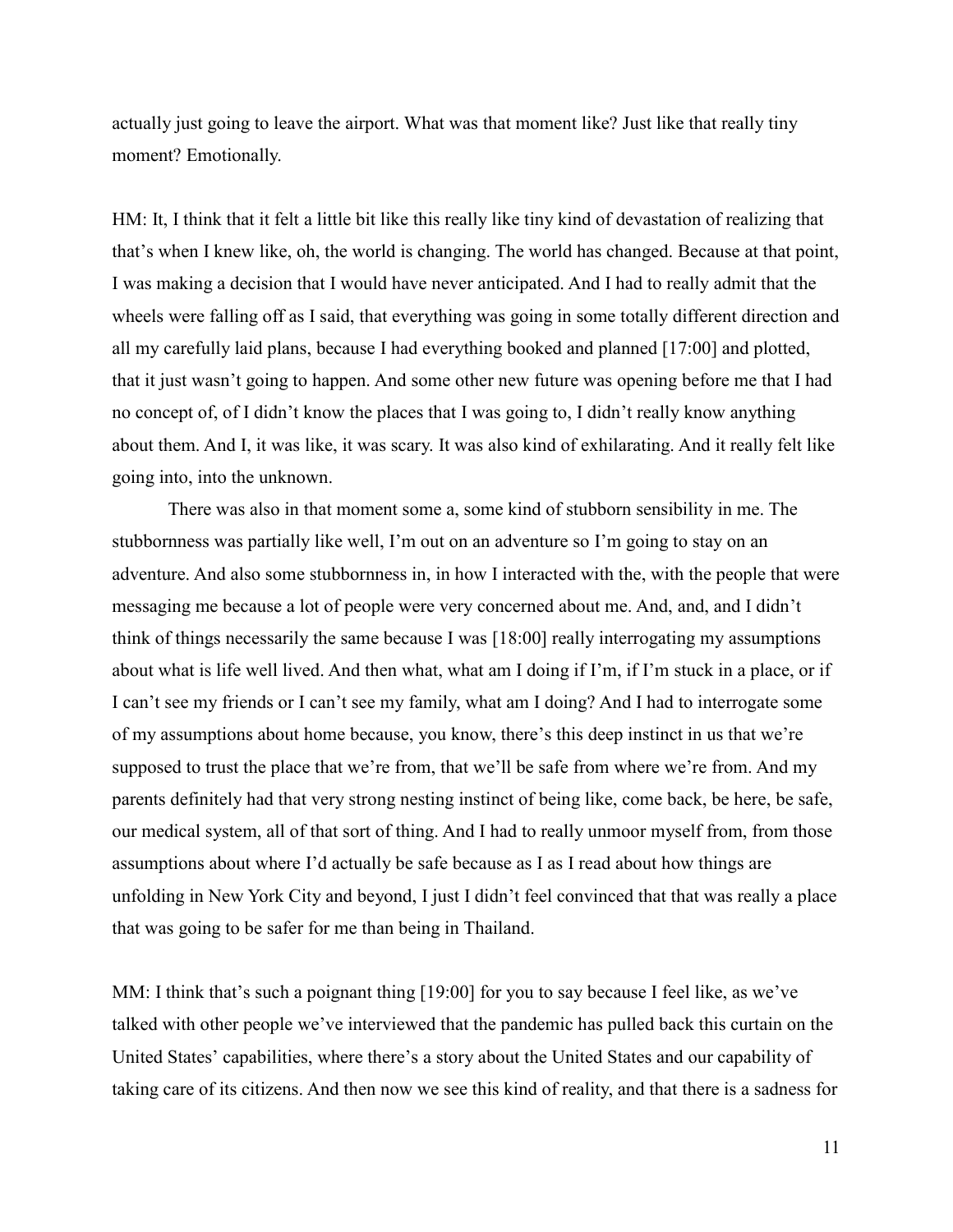actually just going to leave the airport. What was that moment like? Just like that really tiny moment? Emotionally.

HM: It, I think that it felt a little bit like this really like tiny kind of devastation of realizing that that's when I knew like, oh, the world is changing. The world has changed. Because at that point, I was making a decision that I would have never anticipated. And I had to really admit that the wheels were falling off as I said, that everything was going in some totally different direction and all my carefully laid plans, because I had everything booked and planned [17:00] and plotted, that it just wasn't going to happen. And some other new future was opening before me that I had no concept of, of I didn't know the places that I was going to, I didn't really know anything about them. And I, it was like, it was scary. It was also kind of exhilarating. And it really felt like going into, into the unknown.

There was also in that moment some a, some kind of stubborn sensibility in me. The stubbornness was partially like well, I'm out on an adventure so I'm going to stay on an adventure. And also some stubbornness in, in how I interacted with the, with the people that were messaging me because a lot of people were very concerned about me. And, and, and I didn't think of things necessarily the same because I was [18:00] really interrogating my assumptions about what is life well lived. And then what, what am I doing if I'm, if I'm stuck in a place, or if I can't see my friends or I can't see my family, what am I doing? And I had to interrogate some of my assumptions about home because, you know, there's this deep instinct in us that we're supposed to trust the place that we're from, that we'll be safe from where we're from. And my parents definitely had that very strong nesting instinct of being like, come back, be here, be safe, our medical system, all of that sort of thing. And I had to really unmoor myself from, from those assumptions about where I'd actually be safe because as I as I read about how things are unfolding in New York City and beyond, I just I didn't feel convinced that that was really a place that was going to be safer for me than being in Thailand.

MM: I think that's such a poignant thing [19:00] for you to say because I feel like, as we've talked with other people we've interviewed that the pandemic has pulled back this curtain on the United States' capabilities, where there's a story about the United States and our capability of taking care of its citizens. And then now we see this kind of reality, and that there is a sadness for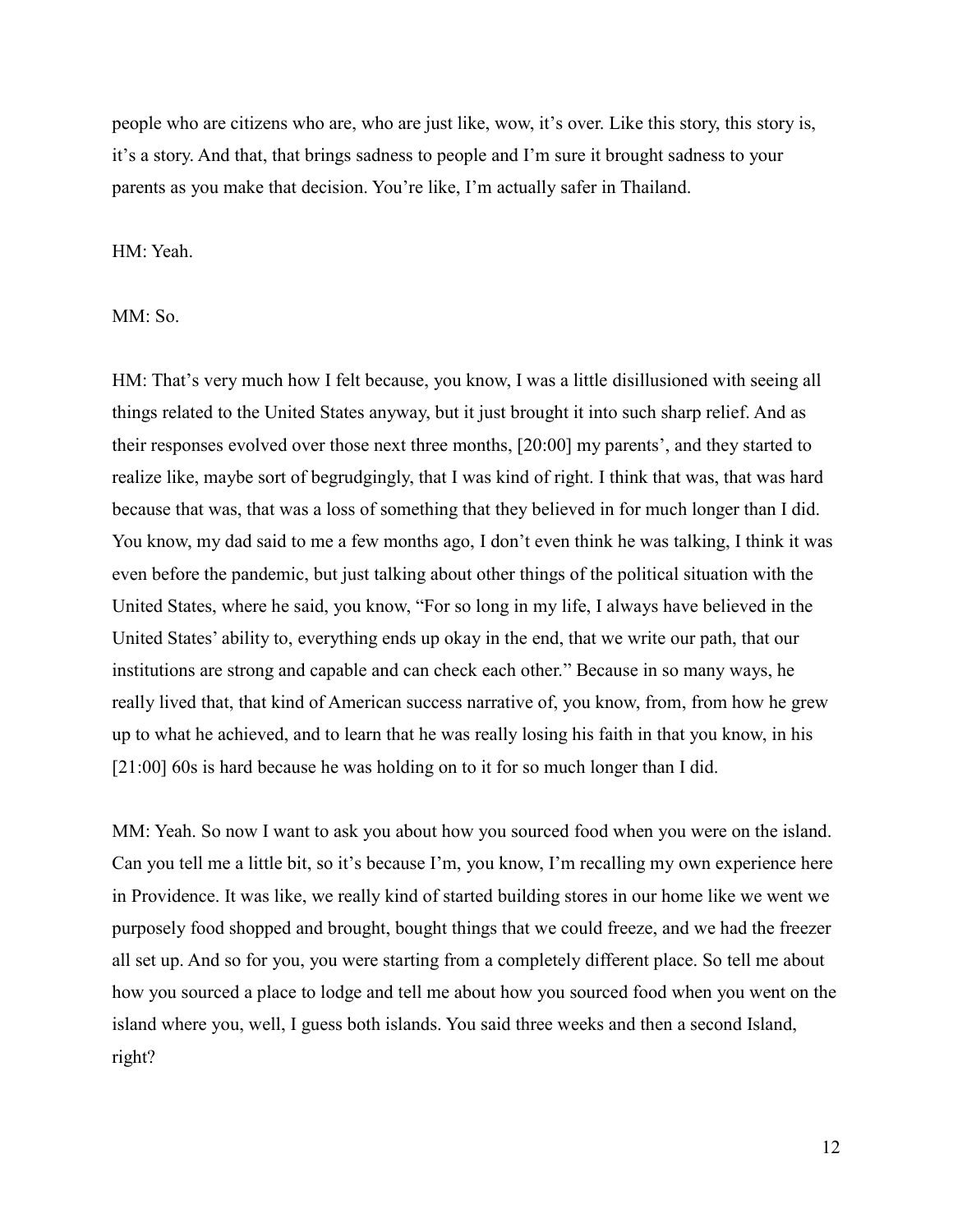people who are citizens who are, who are just like, wow, it's over. Like this story, this story is, it's a story. And that, that brings sadness to people and I'm sure it brought sadness to your parents as you make that decision. You're like, I'm actually safer in Thailand.

HM: Yeah.

MM: So.

HM: That's very much how I felt because, you know, I was a little disillusioned with seeing all things related to the United States anyway, but it just brought it into such sharp relief. And as their responses evolved over those next three months, [20:00] my parents', and they started to realize like, maybe sort of begrudgingly, that I was kind of right. I think that was, that was hard because that was, that was a loss of something that they believed in for much longer than I did. You know, my dad said to me a few months ago, I don't even think he was talking, I think it was even before the pandemic, but just talking about other things of the political situation with the United States, where he said, you know, "For so long in my life, I always have believed in the United States' ability to, everything ends up okay in the end, that we write our path, that our institutions are strong and capable and can check each other." Because in so many ways, he really lived that, that kind of American success narrative of, you know, from, from how he grew up to what he achieved, and to learn that he was really losing his faith in that you know, in his [21:00] 60s is hard because he was holding on to it for so much longer than I did.

MM: Yeah. So now I want to ask you about how you sourced food when you were on the island. Can you tell me a little bit, so it's because I'm, you know, I'm recalling my own experience here in Providence. It was like, we really kind of started building stores in our home like we went we purposely food shopped and brought, bought things that we could freeze, and we had the freezer all set up. And so for you, you were starting from a completely different place. So tell me about how you sourced a place to lodge and tell me about how you sourced food when you went on the island where you, well, I guess both islands. You said three weeks and then a second Island, right?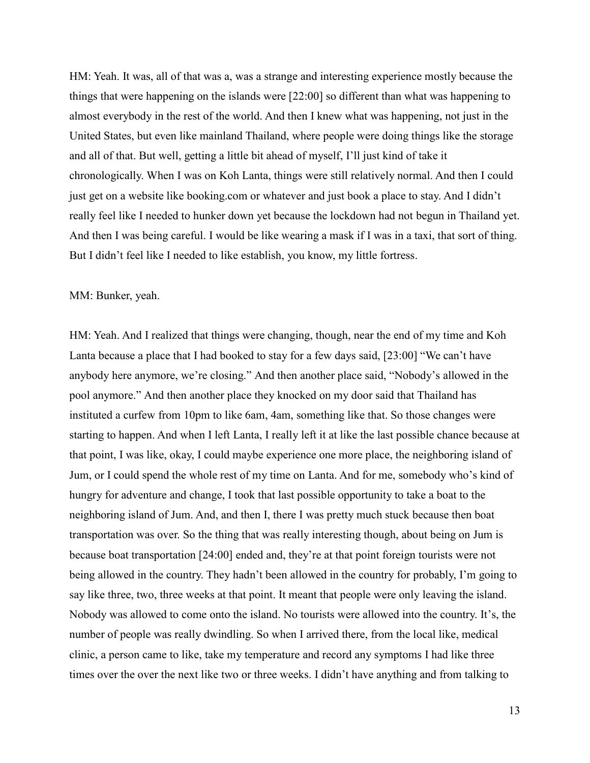HM: Yeah. It was, all of that was a, was a strange and interesting experience mostly because the things that were happening on the islands were [22:00] so different than what was happening to almost everybody in the rest of the world. And then I knew what was happening, not just in the United States, but even like mainland Thailand, where people were doing things like the storage and all of that. But well, getting a little bit ahead of myself, I'll just kind of take it chronologically. When I was on Koh Lanta, things were still relatively normal. And then I could just get on a website like booking.com or whatever and just book a place to stay. And I didn't really feel like I needed to hunker down yet because the lockdown had not begun in Thailand yet. And then I was being careful. I would be like wearing a mask if I was in a taxi, that sort of thing. But I didn't feel like I needed to like establish, you know, my little fortress.

MM: Bunker, yeah.

HM: Yeah. And I realized that things were changing, though, near the end of my time and Koh Lanta because a place that I had booked to stay for a few days said, [23:00] "We can't have anybody here anymore, we're closing." And then another place said, "Nobody's allowed in the pool anymore." And then another place they knocked on my door said that Thailand has instituted a curfew from 10pm to like 6am, 4am, something like that. So those changes were starting to happen. And when I left Lanta, I really left it at like the last possible chance because at that point, I was like, okay, I could maybe experience one more place, the neighboring island of Jum, or I could spend the whole rest of my time on Lanta. And for me, somebody who's kind of hungry for adventure and change, I took that last possible opportunity to take a boat to the neighboring island of Jum. And, and then I, there I was pretty much stuck because then boat transportation was over. So the thing that was really interesting though, about being on Jum is because boat transportation [24:00] ended and, they're at that point foreign tourists were not being allowed in the country. They hadn't been allowed in the country for probably, I'm going to say like three, two, three weeks at that point. It meant that people were only leaving the island. Nobody was allowed to come onto the island. No tourists were allowed into the country. It's, the number of people was really dwindling. So when I arrived there, from the local like, medical clinic, a person came to like, take my temperature and record any symptoms I had like three times over the over the next like two or three weeks. I didn't have anything and from talking to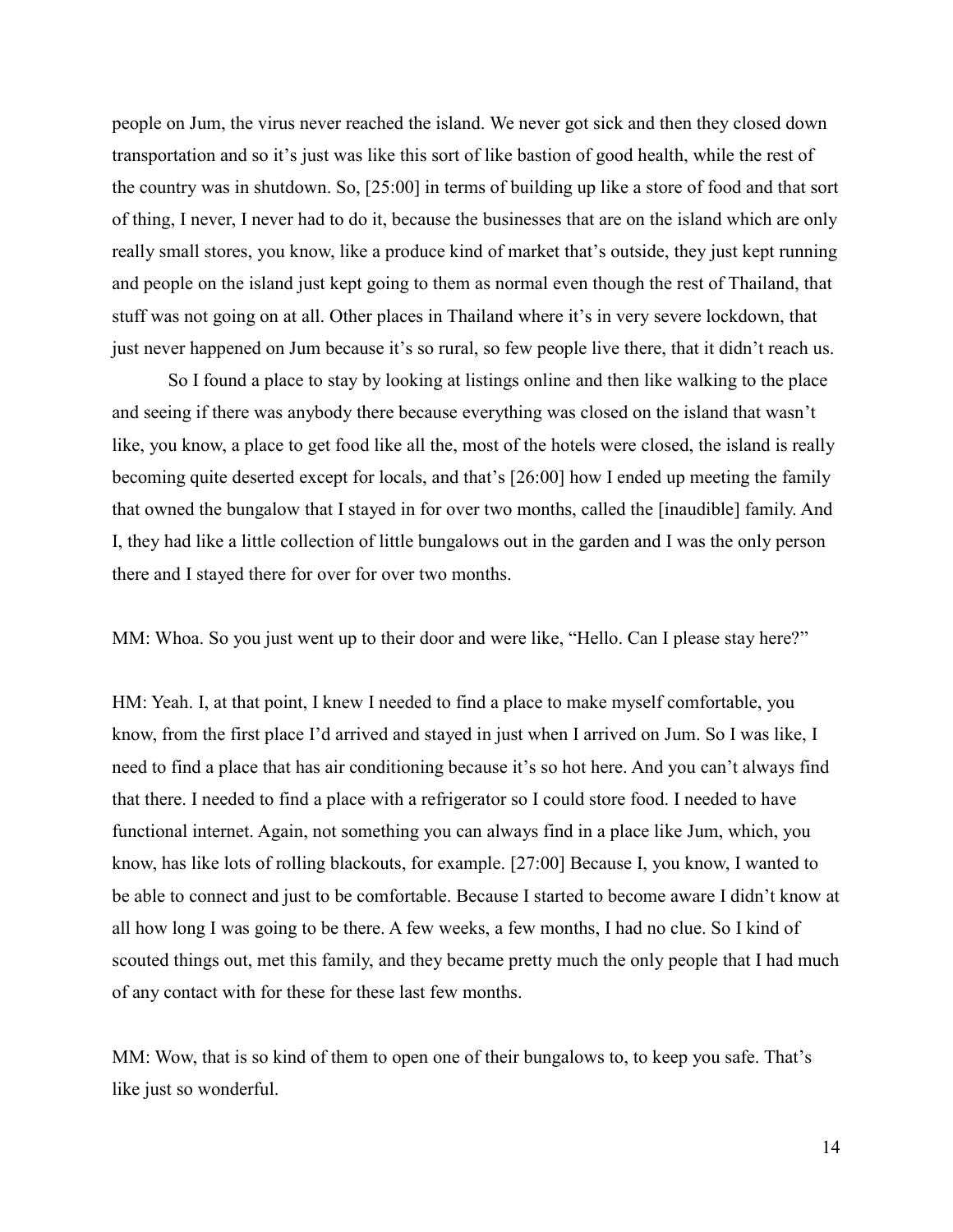people on Jum, the virus never reached the island. We never got sick and then they closed down transportation and so it's just was like this sort of like bastion of good health, while the rest of the country was in shutdown. So, [25:00] in terms of building up like a store of food and that sort of thing, I never, I never had to do it, because the businesses that are on the island which are only really small stores, you know, like a produce kind of market that's outside, they just kept running and people on the island just kept going to them as normal even though the rest of Thailand, that stuff was not going on at all. Other places in Thailand where it's in very severe lockdown, that just never happened on Jum because it's so rural, so few people live there, that it didn't reach us.

So I found a place to stay by looking at listings online and then like walking to the place and seeing if there was anybody there because everything was closed on the island that wasn't like, you know, a place to get food like all the, most of the hotels were closed, the island is really becoming quite deserted except for locals, and that's [26:00] how I ended up meeting the family that owned the bungalow that I stayed in for over two months, called the [inaudible] family. And I, they had like a little collection of little bungalows out in the garden and I was the only person there and I stayed there for over for over two months.

MM: Whoa. So you just went up to their door and were like, "Hello. Can I please stay here?"

HM: Yeah. I, at that point, I knew I needed to find a place to make myself comfortable, you know, from the first place I'd arrived and stayed in just when I arrived on Jum. So I was like, I need to find a place that has air conditioning because it's so hot here. And you can't always find that there. I needed to find a place with a refrigerator so I could store food. I needed to have functional internet. Again, not something you can always find in a place like Jum, which, you know, has like lots of rolling blackouts, for example. [27:00] Because I, you know, I wanted to be able to connect and just to be comfortable. Because I started to become aware I didn't know at all how long I was going to be there. A few weeks, a few months, I had no clue. So I kind of scouted things out, met this family, and they became pretty much the only people that I had much of any contact with for these for these last few months.

MM: Wow, that is so kind of them to open one of their bungalows to, to keep you safe. That's like just so wonderful.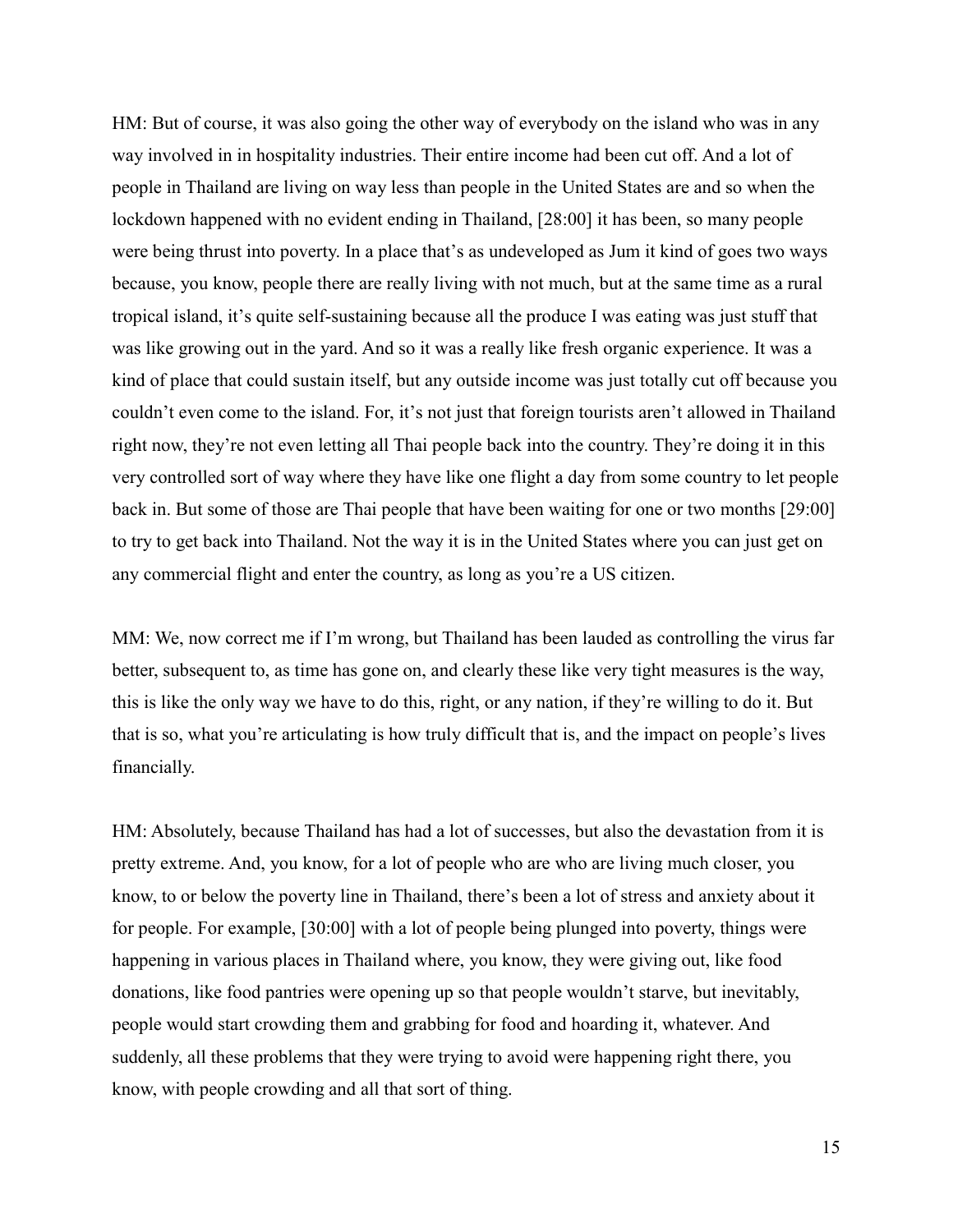HM: But of course, it was also going the other way of everybody on the island who was in any way involved in in hospitality industries. Their entire income had been cut off. And a lot of people in Thailand are living on way less than people in the United States are and so when the lockdown happened with no evident ending in Thailand, [28:00] it has been, so many people were being thrust into poverty. In a place that's as undeveloped as Jum it kind of goes two ways because, you know, people there are really living with not much, but at the same time as a rural tropical island, it's quite self-sustaining because all the produce I was eating was just stuff that was like growing out in the yard. And so it was a really like fresh organic experience. It was a kind of place that could sustain itself, but any outside income was just totally cut off because you couldn't even come to the island. For, it's not just that foreign tourists aren't allowed in Thailand right now, they're not even letting all Thai people back into the country. They're doing it in this very controlled sort of way where they have like one flight a day from some country to let people back in. But some of those are Thai people that have been waiting for one or two months [29:00] to try to get back into Thailand. Not the way it is in the United States where you can just get on any commercial flight and enter the country, as long as you're a US citizen.

MM: We, now correct me if I'm wrong, but Thailand has been lauded as controlling the virus far better, subsequent to, as time has gone on, and clearly these like very tight measures is the way, this is like the only way we have to do this, right, or any nation, if they're willing to do it. But that is so, what you're articulating is how truly difficult that is, and the impact on people's lives financially.

HM: Absolutely, because Thailand has had a lot of successes, but also the devastation from it is pretty extreme. And, you know, for a lot of people who are who are living much closer, you know, to or below the poverty line in Thailand, there's been a lot of stress and anxiety about it for people. For example, [30:00] with a lot of people being plunged into poverty, things were happening in various places in Thailand where, you know, they were giving out, like food donations, like food pantries were opening up so that people wouldn't starve, but inevitably, people would start crowding them and grabbing for food and hoarding it, whatever. And suddenly, all these problems that they were trying to avoid were happening right there, you know, with people crowding and all that sort of thing.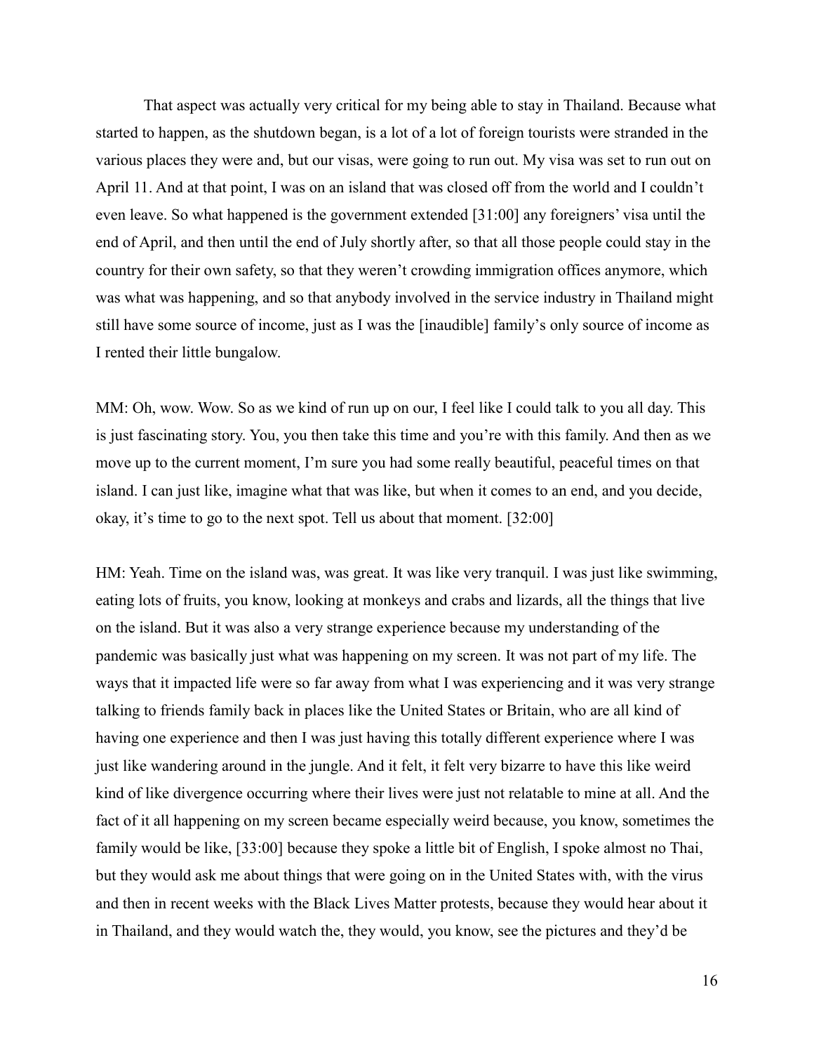That aspect was actually very critical for my being able to stay in Thailand. Because what started to happen, as the shutdown began, is a lot of a lot of foreign tourists were stranded in the various places they were and, but our visas, were going to run out. My visa was set to run out on April 11. And at that point, I was on an island that was closed off from the world and I couldn't even leave. So what happened is the government extended [31:00] any foreigners' visa until the end of April, and then until the end of July shortly after, so that all those people could stay in the country for their own safety, so that they weren't crowding immigration offices anymore, which was what was happening, and so that anybody involved in the service industry in Thailand might still have some source of income, just as I was the [inaudible] family's only source of income as I rented their little bungalow.

MM: Oh, wow. Wow. So as we kind of run up on our, I feel like I could talk to you all day. This is just fascinating story. You, you then take this time and you're with this family. And then as we move up to the current moment, I'm sure you had some really beautiful, peaceful times on that island. I can just like, imagine what that was like, but when it comes to an end, and you decide, okay, it's time to go to the next spot. Tell us about that moment. [32:00]

HM: Yeah. Time on the island was, was great. It was like very tranquil. I was just like swimming, eating lots of fruits, you know, looking at monkeys and crabs and lizards, all the things that live on the island. But it was also a very strange experience because my understanding of the pandemic was basically just what was happening on my screen. It was not part of my life. The ways that it impacted life were so far away from what I was experiencing and it was very strange talking to friends family back in places like the United States or Britain, who are all kind of having one experience and then I was just having this totally different experience where I was just like wandering around in the jungle. And it felt, it felt very bizarre to have this like weird kind of like divergence occurring where their lives were just not relatable to mine at all. And the fact of it all happening on my screen became especially weird because, you know, sometimes the family would be like, [33:00] because they spoke a little bit of English, I spoke almost no Thai, but they would ask me about things that were going on in the United States with, with the virus and then in recent weeks with the Black Lives Matter protests, because they would hear about it in Thailand, and they would watch the, they would, you know, see the pictures and they'd be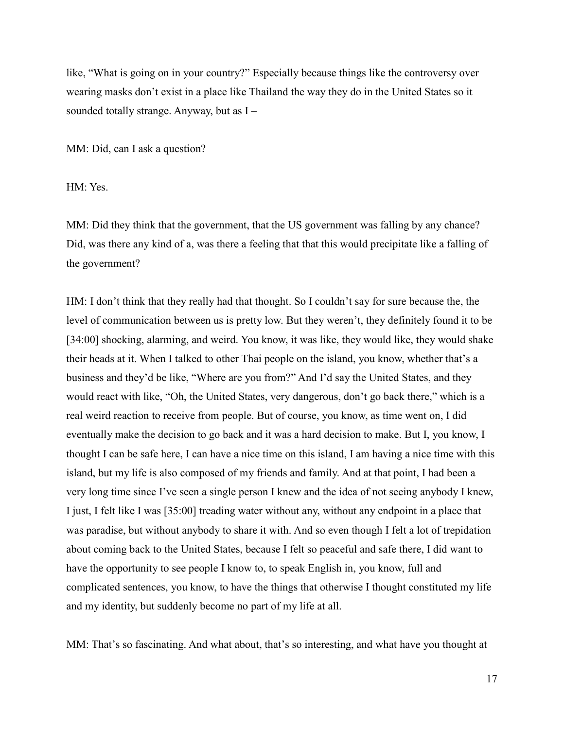like, "What is going on in your country?" Especially because things like the controversy over wearing masks don't exist in a place like Thailand the way they do in the United States so it sounded totally strange. Anyway, but as I –

MM: Did, can I ask a question?

HM: Yes.

MM: Did they think that the government, that the US government was falling by any chance? Did, was there any kind of a, was there a feeling that that this would precipitate like a falling of the government?

HM: I don't think that they really had that thought. So I couldn't say for sure because the, the level of communication between us is pretty low. But they weren't, they definitely found it to be [34:00] shocking, alarming, and weird. You know, it was like, they would like, they would shake their heads at it. When I talked to other Thai people on the island, you know, whether that's a business and they'd be like, "Where are you from?" And I'd say the United States, and they would react with like, "Oh, the United States, very dangerous, don't go back there," which is a real weird reaction to receive from people. But of course, you know, as time went on, I did eventually make the decision to go back and it was a hard decision to make. But I, you know, I thought I can be safe here, I can have a nice time on this island, I am having a nice time with this island, but my life is also composed of my friends and family. And at that point, I had been a very long time since I've seen a single person I knew and the idea of not seeing anybody I knew, I just, I felt like I was [35:00] treading water without any, without any endpoint in a place that was paradise, but without anybody to share it with. And so even though I felt a lot of trepidation about coming back to the United States, because I felt so peaceful and safe there, I did want to have the opportunity to see people I know to, to speak English in, you know, full and complicated sentences, you know, to have the things that otherwise I thought constituted my life and my identity, but suddenly become no part of my life at all.

MM: That's so fascinating. And what about, that's so interesting, and what have you thought at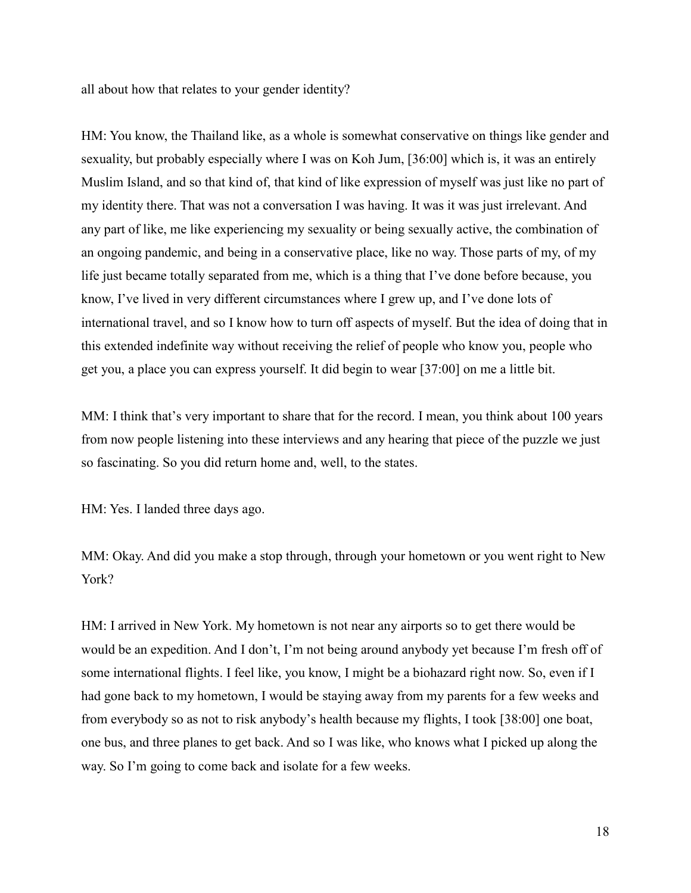all about how that relates to your gender identity?

HM: You know, the Thailand like, as a whole is somewhat conservative on things like gender and sexuality, but probably especially where I was on Koh Jum, [36:00] which is, it was an entirely Muslim Island, and so that kind of, that kind of like expression of myself was just like no part of my identity there. That was not a conversation I was having. It was it was just irrelevant. And any part of like, me like experiencing my sexuality or being sexually active, the combination of an ongoing pandemic, and being in a conservative place, like no way. Those parts of my, of my life just became totally separated from me, which is a thing that I've done before because, you know, I've lived in very different circumstances where I grew up, and I've done lots of international travel, and so I know how to turn off aspects of myself. But the idea of doing that in this extended indefinite way without receiving the relief of people who know you, people who get you, a place you can express yourself. It did begin to wear [37:00] on me a little bit.

MM: I think that's very important to share that for the record. I mean, you think about 100 years from now people listening into these interviews and any hearing that piece of the puzzle we just so fascinating. So you did return home and, well, to the states.

HM: Yes. I landed three days ago.

MM: Okay. And did you make a stop through, through your hometown or you went right to New York?

HM: I arrived in New York. My hometown is not near any airports so to get there would be would be an expedition. And I don't, I'm not being around anybody yet because I'm fresh off of some international flights. I feel like, you know, I might be a biohazard right now. So, even if I had gone back to my hometown, I would be staying away from my parents for a few weeks and from everybody so as not to risk anybody's health because my flights, I took [38:00] one boat, one bus, and three planes to get back. And so I was like, who knows what I picked up along the way. So I'm going to come back and isolate for a few weeks.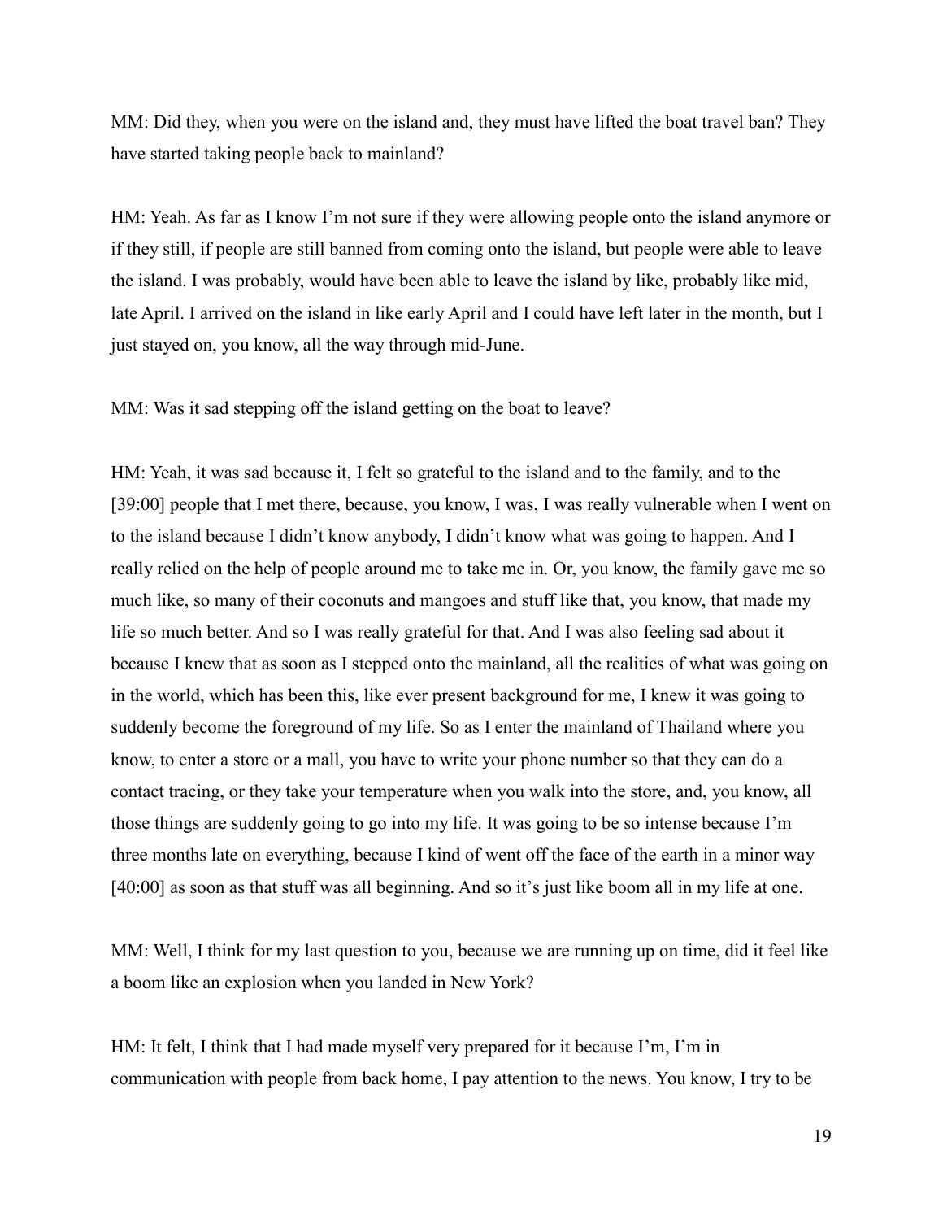MM: Did they, when you were on the island and, they must have lifted the boat travel ban? They have started taking people back to mainland?

HM: Yeah. As far as I know I'm not sure if they were allowing people onto the island anymore or if they still, if people are still banned from coming onto the island, but people were able to leave the island. I was probably, would have been able to leave the island by like, probably like mid, late April. I arrived on the island in like early April and I could have left later in the month, but I just stayed on, you know, all the way through mid-June.

MM: Was it sad stepping off the island getting on the boat to leave?

HM: Yeah, it was sad because it, I felt so grateful to the island and to the family, and to the [39:00] people that I met there, because, you know, I was, I was really vulnerable when I went on to the island because I didn't know anybody, I didn't know what was going to happen. And I really relied on the help of people around me to take me in. Or, you know, the family gave me so much like, so many of their coconuts and mangoes and stuff like that, you know, that made my life so much better. And so I was really grateful for that. And I was also feeling sad about it because I knew that as soon as I stepped onto the mainland, all the realities of what was going on in the world, which has been this, like ever present background for me, I knew it was going to suddenly become the foreground of my life. So as I enter the mainland of Thailand where you know, to enter a store or a mall, you have to write your phone number so that they can do a contact tracing, or they take your temperature when you walk into the store, and, you know, all those things are suddenly going to go into my life. It was going to be so intense because I'm three months late on everything, because I kind of went off the face of the earth in a minor way [40:00] as soon as that stuff was all beginning. And so it's just like boom all in my life at one.

MM: Well, I think for my last question to you, because we are running up on time, did it feel like a boom like an explosion when you landed in New York?

HM: It felt, I think that I had made myself very prepared for it because I'm, I'm in communication with people from back home, I pay attention to the news. You know, I try to be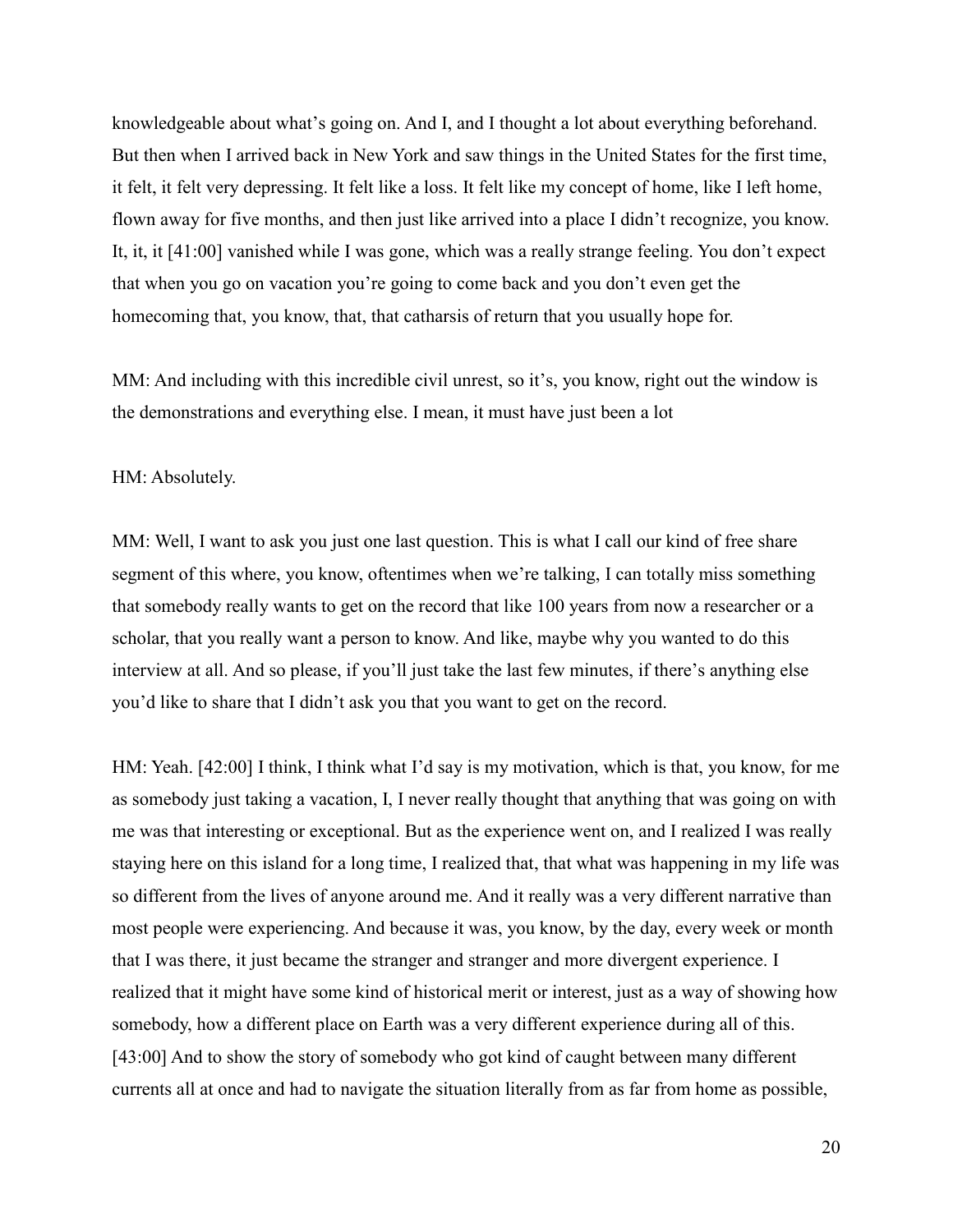knowledgeable about what's going on. And I, and I thought a lot about everything beforehand. But then when I arrived back in New York and saw things in the United States for the first time, it felt, it felt very depressing. It felt like a loss. It felt like my concept of home, like I left home, flown away for five months, and then just like arrived into a place I didn't recognize, you know. It, it, it [41:00] vanished while I was gone, which was a really strange feeling. You don't expect that when you go on vacation you're going to come back and you don't even get the homecoming that, you know, that, that catharsis of return that you usually hope for.

MM: And including with this incredible civil unrest, so it's, you know, right out the window is the demonstrations and everything else. I mean, it must have just been a lot

HM: Absolutely.

MM: Well, I want to ask you just one last question. This is what I call our kind of free share segment of this where, you know, oftentimes when we're talking, I can totally miss something that somebody really wants to get on the record that like 100 years from now a researcher or a scholar, that you really want a person to know. And like, maybe why you wanted to do this interview at all. And so please, if you'll just take the last few minutes, if there's anything else you'd like to share that I didn't ask you that you want to get on the record.

HM: Yeah. [42:00] I think, I think what I'd say is my motivation, which is that, you know, for me as somebody just taking a vacation, I, I never really thought that anything that was going on with me was that interesting or exceptional. But as the experience went on, and I realized I was really staying here on this island for a long time, I realized that, that what was happening in my life was so different from the lives of anyone around me. And it really was a very different narrative than most people were experiencing. And because it was, you know, by the day, every week or month that I was there, it just became the stranger and stranger and more divergent experience. I realized that it might have some kind of historical merit or interest, just as a way of showing how somebody, how a different place on Earth was a very different experience during all of this. [43:00] And to show the story of somebody who got kind of caught between many different currents all at once and had to navigate the situation literally from as far from home as possible,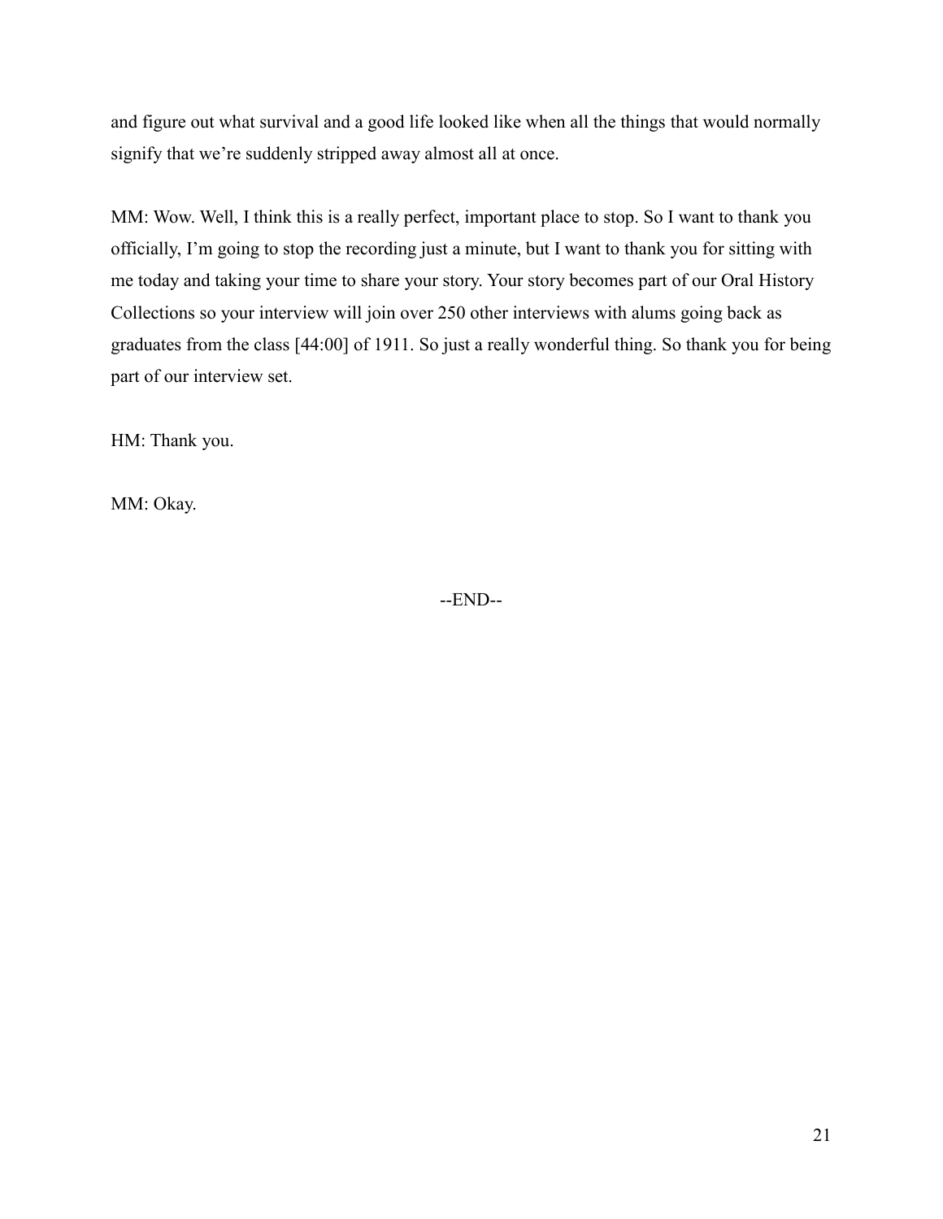and figure out what survival and a good life looked like when all the things that would normally signify that we're suddenly stripped away almost all at once.

MM: Wow. Well, I think this is a really perfect, important place to stop. So I want to thank you officially, I'm going to stop the recording just a minute, but I want to thank you for sitting with me today and taking your time to share your story. Your story becomes part of our Oral History Collections so your interview will join over 250 other interviews with alums going back as graduates from the class [44:00] of 1911. So just a really wonderful thing. So thank you for being part of our interview set.

HM: Thank you.

MM: Okay.

--END--